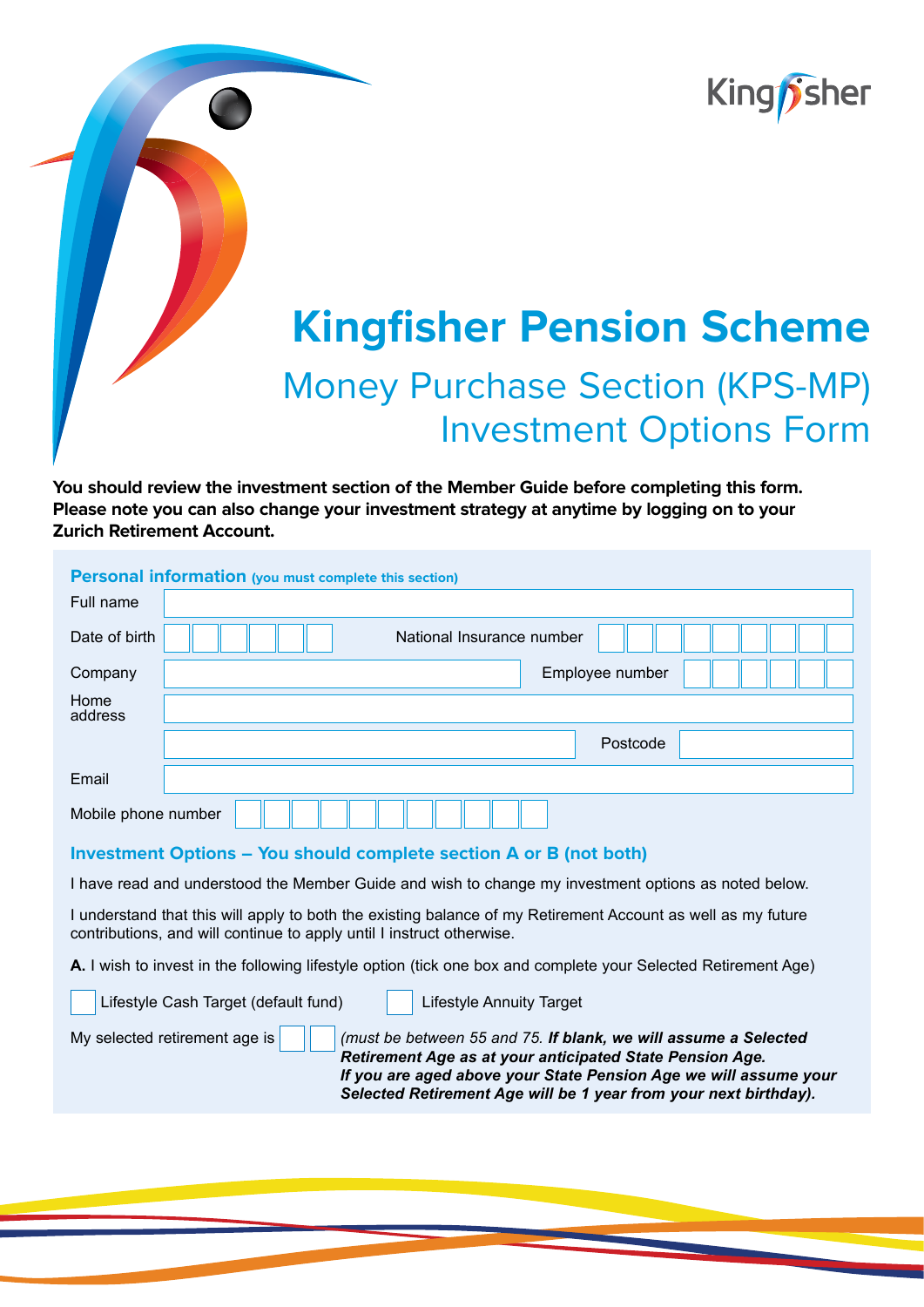# Kingfisher Pension Scheme

## Money Purchase Section (KPS-MP) Investment Options Form

**You should review the investment section of the Member Guide before completing this form. Please note you can also change your investment strategy at anytime by logging on to your Zurich Retirement Account.**

### Personal information (you must complete this section)

Full name

Date of birth

National Insurance number

Company

Employee number

Home address

Postcode

Email

Mobile phone number

### Investment Options – You should complete section A or B (not both)

I have read and understood the Member Guide and wish to change my investment options as noted below.

I understand that this will apply to both the existing balance of my Retirement Account as well as my future contributions, and will continue to apply until I instruct otherwise.

**A.** I wish to invest in the following lifestyle option (tick one box and complete your Selected Retirement Age)

☐ Lifestyle Cash Target (default fund) ☐ Lifestyle Annuity Target

My selected retirement age is ☐☐ *(must be between 55 and 75.* ***If blank, we will assume a Selected Retirement Age as at your anticipated State Pension Age. If you are aged above your State Pension Age we will assume your Selected Retirement Age will be 1 year from your next birthday).***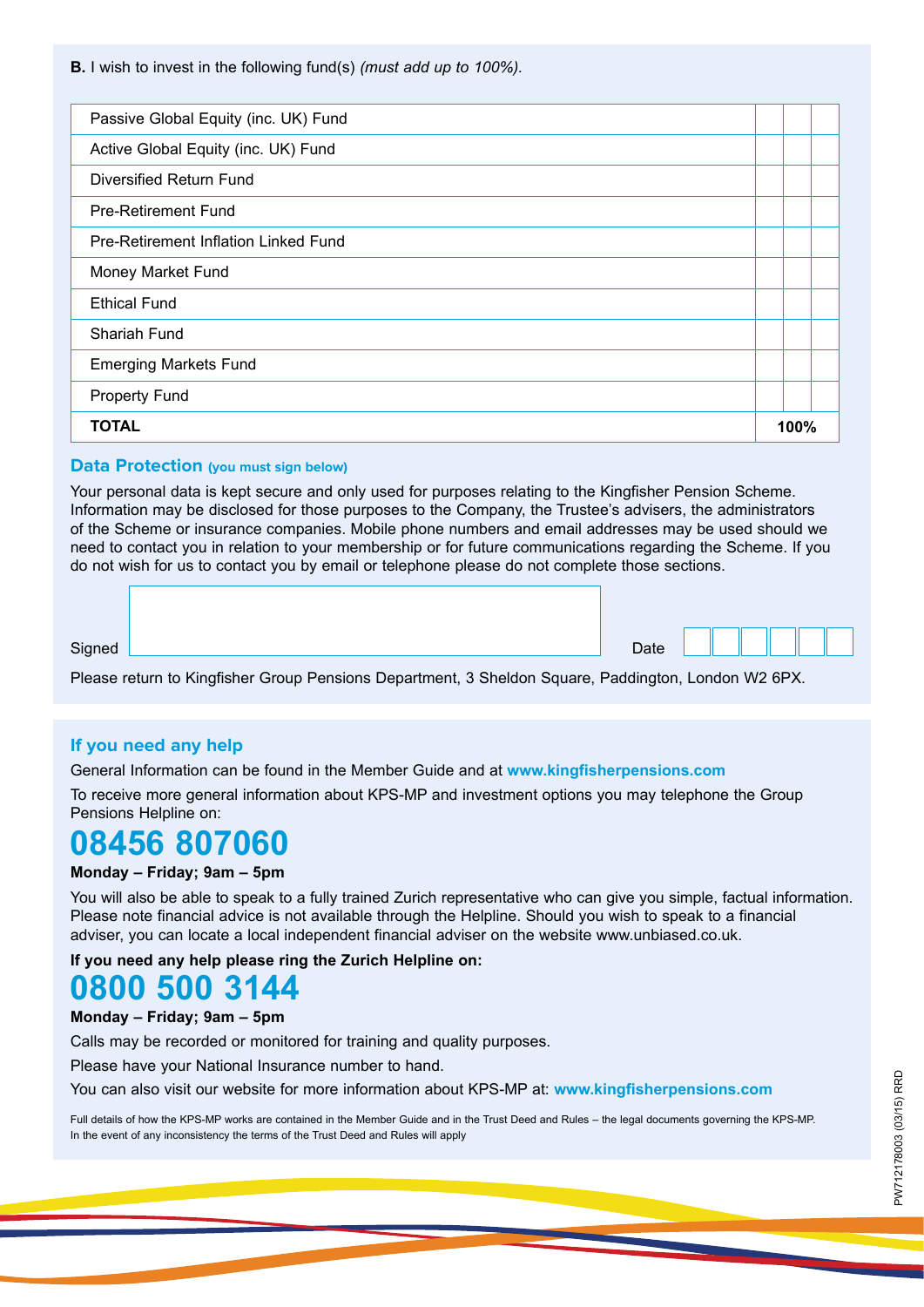**B.** I wish to invest in the following fund(s) *(must add up to 100%).*

| | |
|---|---|
| Passive Global Equity (inc. UK) Fund | |
| Active Global Equity (inc. UK) Fund | |
| Diversified Return Fund | |
| Pre-Retirement Fund | |
| Pre-Retirement Inflation Linked Fund | |
| Money Market Fund | |
| Ethical Fund | |
| Shariah Fund | |
| Emerging Markets Fund | |
| Property Fund | |
| **TOTAL** | **100%** |

### Data Protection (you must sign below)

Your personal data is kept secure and only used for purposes relating to the Kingfisher Pension Scheme. Information may be disclosed for those purposes to the Company, the Trustee's advisers, the administrators of the Scheme or insurance companies. Mobile phone numbers and email addresses may be used should we need to contact you in relation to your membership or for future communications regarding the Scheme. If you do not wish for us to contact you by email or telephone please do not complete those sections.

Signed ____________________ Date __ __ __ __ __ __

Please return to Kingfisher Group Pensions Department, 3 Sheldon Square, Paddington, London W2 6PX.

### If you need any help

General Information can be found in the Member Guide and at **www.kingfisherpensions.com**

To receive more general information about KPS-MP and investment options you may telephone the Group Pensions Helpline on:

# 08456 807060

**Monday – Friday; 9am – 5pm**

You will also be able to speak to a fully trained Zurich representative who can give you simple, factual information. Please note financial advice is not available through the Helpline. Should you wish to speak to a financial adviser, you can locate a local independent financial adviser on the website www.unbiased.co.uk.

**If you need any help please ring the Zurich Helpline on:**

# 0800 500 3144

**Monday – Friday; 9am – 5pm**

Calls may be recorded or monitored for training and quality purposes.

Please have your National Insurance number to hand.

You can also visit our website for more information about KPS-MP at: **www.kingfisherpensions.com**

Full details of how the KPS-MP works are contained in the Member Guide and in the Trust Deed and Rules – the legal documents governing the KPS-MP. In the event of any inconsistency the terms of the Trust Deed and Rules will apply

PW71278003 (03/15) RRD